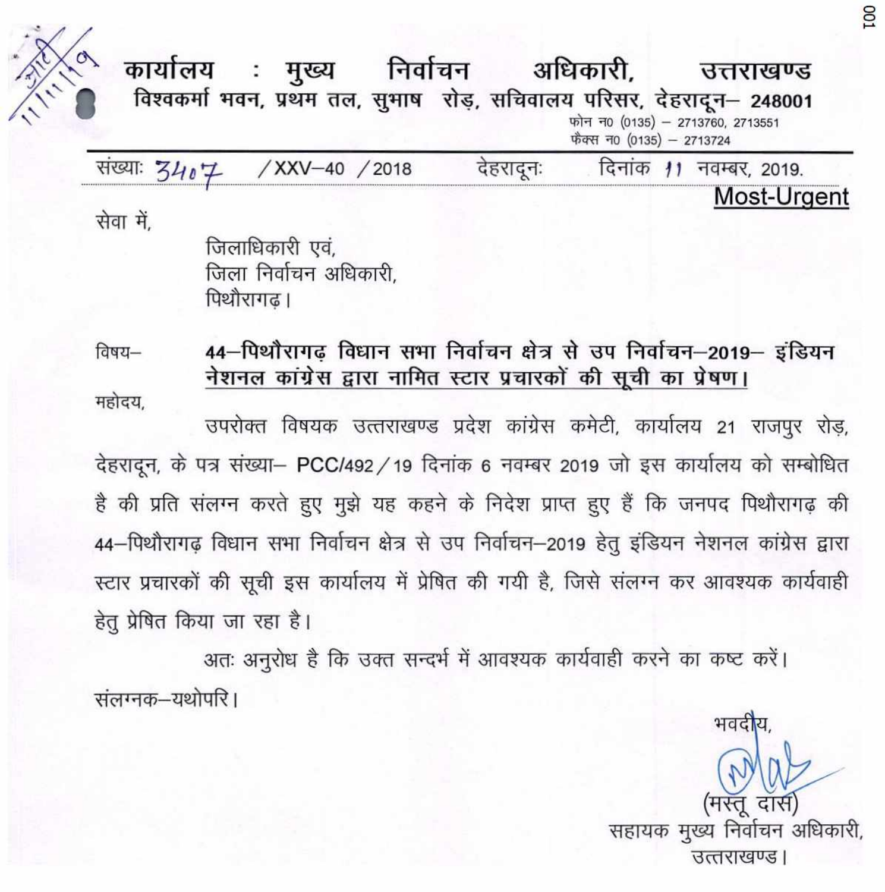# कार्यालय : मुख्य निर्वाचन अधिकारी, उत्तराखण्ड

**विश्वकर्मा भवन, प्रथम तल, सुभाष रोड़, सचिवालय परिसर, देहरादून– 248001**

फोन न0 (0135) – 2713760, 2713551
फैक्स न0 (0135) – 2713724

संख्याः 3407 /XXV–40 /2018 देहरादूनः दिनांक 11 नवम्बर, 2019.

**<u>Most-Urgent</u>**

सेवा में,

जिलाधिकारी एवं,
जिला निर्वाचन अधिकारी,
पिथौरागढ़।

विषय– **<u>44–पिथौरागढ़ विधान सभा निर्वाचन क्षेत्र से उप निर्वाचन–2019– इंडियन नेशनल कांग्रेस द्वारा नामित स्टार प्रचारकों की सूची का प्रेषण।</u>**

महोदय,

उपरोक्त विषयक उत्तराखण्ड प्रदेश कांग्रेस कमेटी, कार्यालय 21 राजपुर रोड़, देहरादून, के पत्र संख्या– PCC/492/19 दिनांक 6 नवम्बर 2019 जो इस कार्यालय को सम्बोधित है की प्रति संलग्न करते हुए मुझे यह कहने के निदेश प्राप्त हुए हैं कि जनपद पिथौरागढ़ की 44–पिथौरागढ़ विधान सभा निर्वाचन क्षेत्र से उप निर्वाचन–2019 हेतु इंडियन नेशनल कांग्रेस द्वारा स्टार प्रचारकों की सूची इस कार्यालय में प्रेषित की गयी है, जिसे संलग्न कर आवश्यक कार्यवाही हेतु प्रेषित किया जा रहा है।

अतः अनुरोध है कि उक्त सन्दर्भ में आवश्यक कार्यवाही करने का कष्ट करें।

संलग्नक–यथोपरि।

भवदीय,

(मस्तू दास)
सहायक मुख्य निर्वाचन अधिकारी,
उत्तराखण्ड।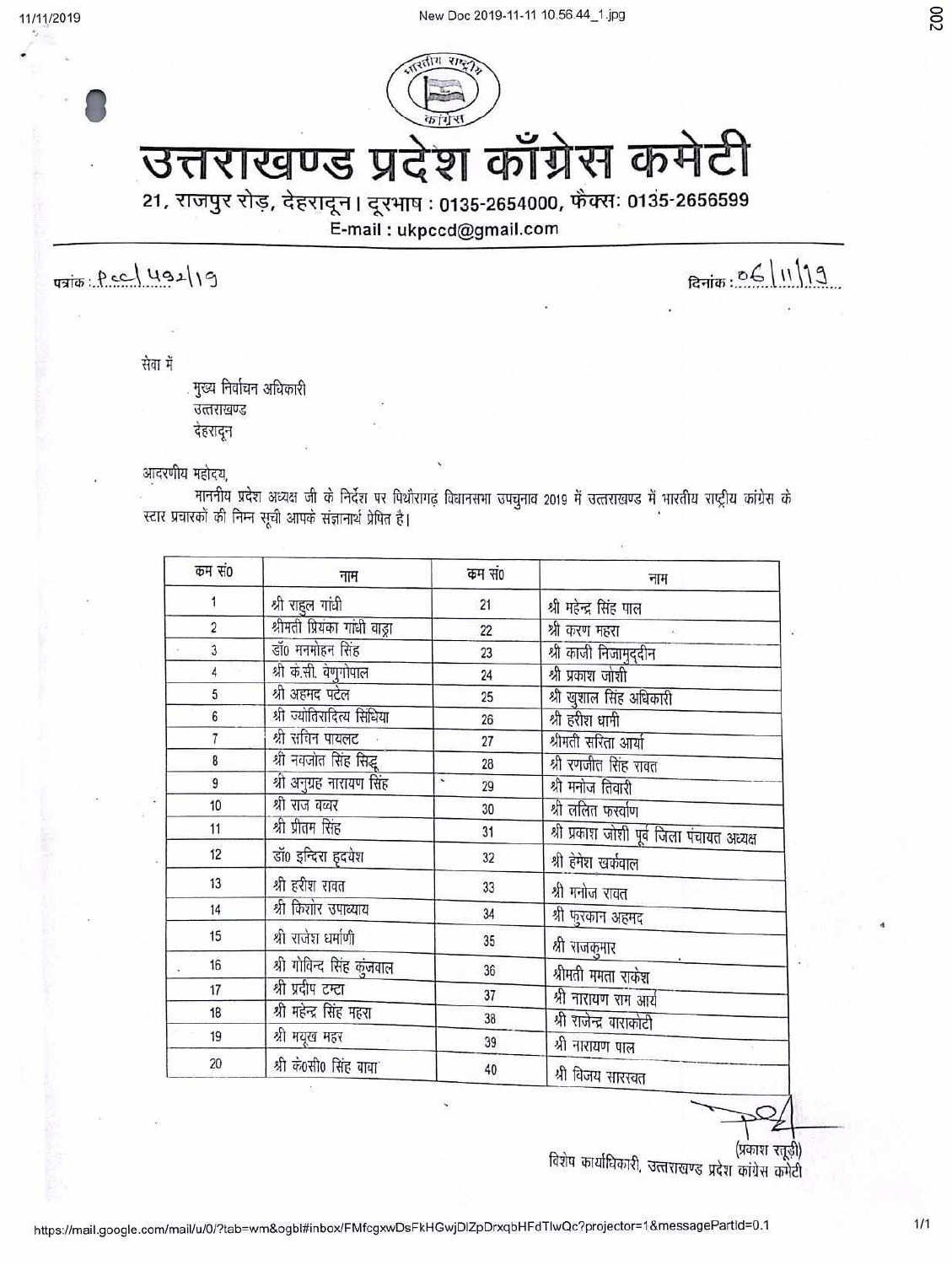# उत्तराखण्ड प्रदेश कॉंग्रेस कमेटी

21, राजपुर रोड़, देहरादून। दूरभाष : 0135-2654000, फैक्स: 0135-2656599

E-mail : ukpccd@gmail.com

पत्रांक : Pcc/492/19

दिनांक : 06/11/19

सेवा में

मुख्य निर्वाचन अधिकारी
उत्तराखण्ड
देहरादून

आदरणीय महोदय,

माननीय प्रदेश अध्यक्ष जी के निर्देश पर पिथौरागढ़ विधानसभा उपचुनाव 2019 में उत्तराखण्ड में भारतीय राष्ट्रीय कांग्रेस के स्टार प्रचारकों की निम्न सूची आपके संज्ञानार्थ प्रेषित है।

| कम सं0 | नाम | कम सं0 | नाम |
|---|---|---|---|
| 1 | श्री राहुल गांधी | 21 | श्री महेन्द्र सिंह पाल |
| 2 | श्रीमती प्रियंका गांधी वाड्रा | 22 | श्री करण महरा |
| 3 | डॉ0 मनमोहन सिंह | 23 | श्री काजी निजामुद्दीन |
| 4 | श्री के.सी. वेणुगोपाल | 24 | श्री प्रकाश जोशी |
| 5 | श्री अहमद पटेल | 25 | श्री खुशाल सिंह अधिकारी |
| 6 | श्री ज्योतिरादित्य सिंधिया | 26 | श्री हरीश धामी |
| 7 | श्री सचिन पायलट | 27 | श्रीमती सरिता आर्या |
| 8 | श्री नवजोत सिंह सिद्धू | 28 | श्री रणजीत सिंह रावत |
| 9 | श्री अनुग्रह नारायण सिंह | 29 | श्री मनोज तिवारी |
| 10 | श्री राज बब्बर | 30 | श्री ललित फर्स्वाण |
| 11 | श्री प्रीतम सिंह | 31 | श्री प्रकाश जोशी पूर्व जिला पंचायत अध्यक्ष |
| 12 | डॉ0 इन्दिरा हृदयेश | 32 | श्री हेमेश खर्कवाल |
| 13 | श्री हरीश रावत | 33 | श्री मनोज रावत |
| 14 | श्री किशोर उपाध्याय | 34 | श्री फुरकान अहमद |
| 15 | श्री राजेश धर्माणी | 35 | श्री राजकुमार |
| 16 | श्री गोविन्द सिंह कुंजवाल | 36 | श्रीमती ममता राकेश |
| 17 | श्री प्रदीप टम्टा | 37 | श्री नारायण राम आर्य |
| 18 | श्री महेन्द्र सिंह महरा | 38 | श्री राजेन्द्र बाराकोटी |
| 19 | श्री मयूख महर | 39 | श्री नारायण पाल |
| 20 | श्री के0सी0 सिंह बाबा | 40 | श्री विजय सारस्वत |

(प्रकाश रतूड़ी)
विशेष कार्याधिकारी, उत्तराखण्ड प्रदेश कांग्रेस कमेटी